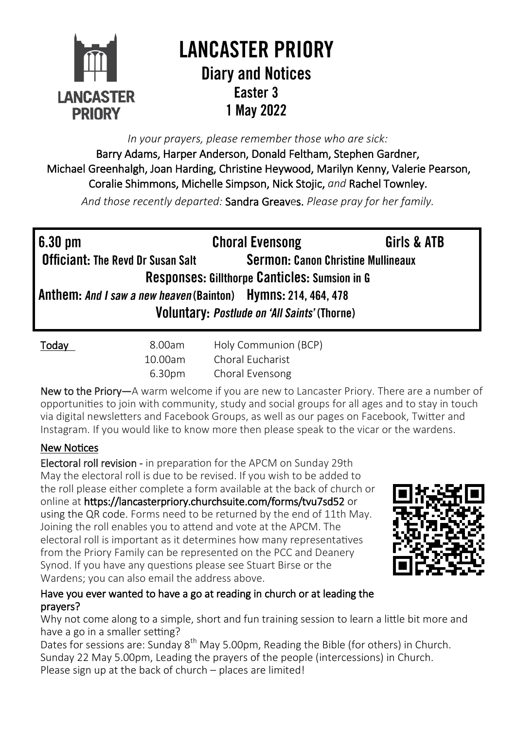# LANCASTER PRIORY

## Diary and Notices

### Easter 3

### 1 May 2022

*In your prayers, please remember those who are sick:*

Barry Adams, Harper Anderson, Donald Feltham, Stephen Gardner, Michael Greenhalgh, Joan Harding, Christine Heywood, Marilyn Kenny, Valerie Pearson, Coralie Shimmons, Michelle Simpson, Nick Stojic, *and* Rachel Townley.

*And those recently departed:* Sandra Greaves. *Please pray for her family.*

**6.30 pm** **Choral Evensong** **Girls & ATB**

**Officiant:** The Revd Dr Susan Salt **Sermon:** Canon Christine Mullineaux

**Responses:** Gillthorpe **Canticles:** Sumsion in G

**Anthem:** *And I saw a new heaven* (Bainton) **Hymns:** 214, 464, 478

**Voluntary:** *Postlude on 'All Saints'* (Thorne)

| Today | | |
|---|---|---|
| | 8.00am | Holy Communion (BCP) |
| | 10.00am | Choral Eucharist |
| | 6.30pm | Choral Evensong |

**New to the Priory**—A warm welcome if you are new to Lancaster Priory. There are a number of opportunities to join with community, study and social groups for all ages and to stay in touch via digital newsletters and Facebook Groups, as well as our pages on Facebook, Twitter and Instagram. If you would like to know more then please speak to the vicar or the wardens.

## New Notices

**Electoral roll revision** - in preparation for the APCM on Sunday 29th May the electoral roll is due to be revised. If you wish to be added to the roll please either complete a form available at the back of church or online at **https://lancasterpriory.churchsuite.com/forms/tvu7sd52** or using the QR code. Forms need to be returned by the end of 11th May. Joining the roll enables you to attend and vote at the APCM. The electoral roll is important as it determines how many representatives from the Priory Family can be represented on the PCC and Deanery Synod. If you have any questions please see Stuart Birse or the Wardens; you can also email the address above.

**Have you ever wanted to have a go at reading in church or at leading the prayers?**

Why not come along to a simple, short and fun training session to learn a little bit more and have a go in a smaller setting?

Dates for sessions are: Sunday 8th May 5.00pm, Reading the Bible (for others) in Church.
Sunday 22 May 5.00pm, Leading the prayers of the people (intercessions) in Church.
Please sign up at the back of church – places are limited!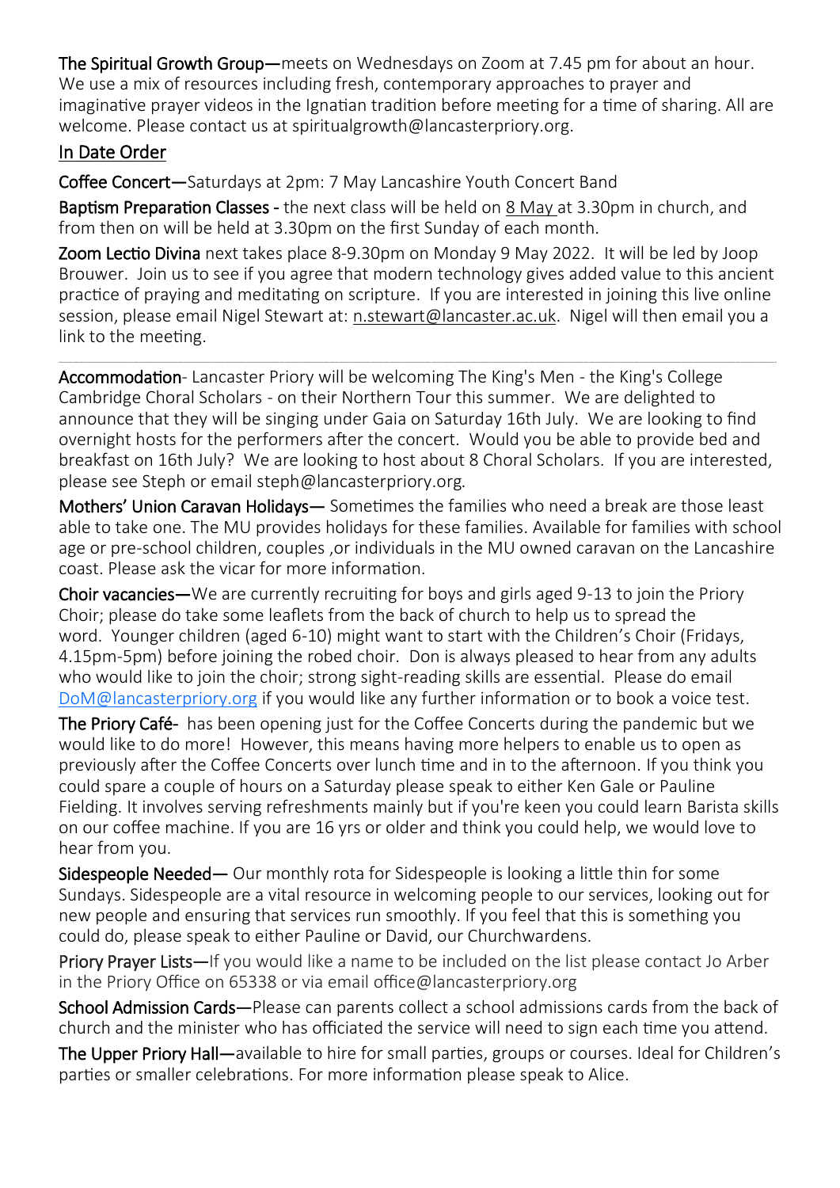**The Spiritual Growth Group—**meets on Wednesdays on Zoom at 7.45 pm for about an hour. We use a mix of resources including fresh, contemporary approaches to prayer and imaginative prayer videos in the Ignatian tradition before meeting for a time of sharing. All are welcome. Please contact us at spiritualgrowth@lancasterpriory.org.

## In Date Order

**Coffee Concert—**Saturdays at 2pm: 7 May Lancashire Youth Concert Band

**Baptism Preparation Classes -** the next class will be held on 8 May at 3.30pm in church, and from then on will be held at 3.30pm on the first Sunday of each month.

**Zoom Lectio Divina** next takes place 8-9.30pm on Monday 9 May 2022. It will be led by Joop Brouwer. Join us to see if you agree that modern technology gives added value to this ancient practice of praying and meditating on scripture. If you are interested in joining this live online session, please email Nigel Stewart at: n.stewart@lancaster.ac.uk. Nigel will then email you a link to the meeting.

---

**Accommodation**- Lancaster Priory will be welcoming The King's Men - the King's College Cambridge Choral Scholars - on their Northern Tour this summer. We are delighted to announce that they will be singing under Gaia on Saturday 16th July. We are looking to find overnight hosts for the performers after the concert. Would you be able to provide bed and breakfast on 16th July? We are looking to host about 8 Choral Scholars. If you are interested, please see Steph or email steph@lancasterpriory.org.

**Mothers' Union Caravan Holidays—** Sometimes the families who need a break are those least able to take one. The MU provides holidays for these families. Available for families with school age or pre-school children, couples ,or individuals in the MU owned caravan on the Lancashire coast. Please ask the vicar for more information.

**Choir vacancies—**We are currently recruiting for boys and girls aged 9-13 to join the Priory Choir; please do take some leaflets from the back of church to help us to spread the word. Younger children (aged 6-10) might want to start with the Children's Choir (Fridays, 4.15pm-5pm) before joining the robed choir. Don is always pleased to hear from any adults who would like to join the choir; strong sight-reading skills are essential. Please do email DoM@lancasterpriory.org if you would like any further information or to book a voice test.

**The Priory Café-** has been opening just for the Coffee Concerts during the pandemic but we would like to do more! However, this means having more helpers to enable us to open as previously after the Coffee Concerts over lunch time and in to the afternoon. If you think you could spare a couple of hours on a Saturday please speak to either Ken Gale or Pauline Fielding. It involves serving refreshments mainly but if you're keen you could learn Barista skills on our coffee machine. If you are 16 yrs or older and think you could help, we would love to hear from you.

**Sidespeople Needed—** Our monthly rota for Sidespeople is looking a little thin for some Sundays. Sidespeople are a vital resource in welcoming people to our services, looking out for new people and ensuring that services run smoothly. If you feel that this is something you could do, please speak to either Pauline or David, our Churchwardens.

**Priory Prayer Lists—**If you would like a name to be included on the list please contact Jo Arber in the Priory Office on 65338 or via email office@lancasterpriory.org

**School Admission Cards—**Please can parents collect a school admissions cards from the back of church and the minister who has officiated the service will need to sign each time you attend.

**The Upper Priory Hall—**available to hire for small parties, groups or courses. Ideal for Children's parties or smaller celebrations. For more information please speak to Alice.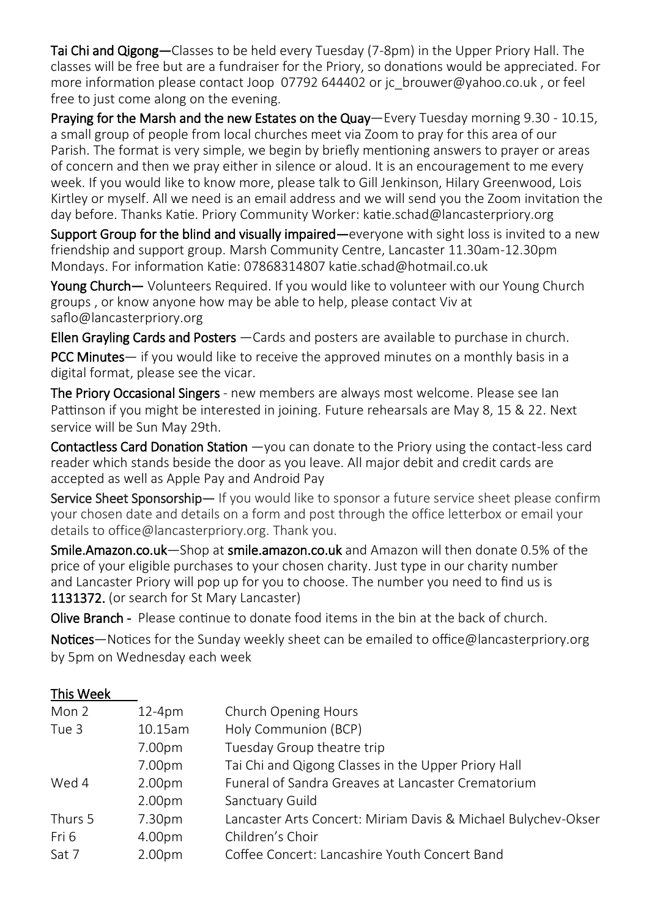**Tai Chi and Qigong—**Classes to be held every Tuesday (7-8pm) in the Upper Priory Hall. The classes will be free but are a fundraiser for the Priory, so donations would be appreciated. For more information please contact Joop 07792 644402 or jc_brouwer@yahoo.co.uk , or feel free to just come along on the evening.

**Praying for the Marsh and the new Estates on the Quay**—Every Tuesday morning 9.30 - 10.15, a small group of people from local churches meet via Zoom to pray for this area of our Parish. The format is very simple, we begin by briefly mentioning answers to prayer or areas of concern and then we pray either in silence or aloud. It is an encouragement to me every week. If you would like to know more, please talk to Gill Jenkinson, Hilary Greenwood, Lois Kirtley or myself. All we need is an email address and we will send you the Zoom invitation the day before. Thanks Katie. Priory Community Worker: katie.schad@lancasterpriory.org

**Support Group for the blind and visually impaired—**everyone with sight loss is invited to a new friendship and support group. Marsh Community Centre, Lancaster 11.30am-12.30pm Mondays. For information Katie: 07868314807 katie.schad@hotmail.co.uk

**Young Church—** Volunteers Required. If you would like to volunteer with our Young Church groups , or know anyone how may be able to help, please contact Viv at saflo@lancasterpriory.org

**Ellen Grayling Cards and Posters** —Cards and posters are available to purchase in church.

**PCC Minutes**— if you would like to receive the approved minutes on a monthly basis in a digital format, please see the vicar.

**The Priory Occasional Singers** - new members are always most welcome. Please see Ian Pattinson if you might be interested in joining. Future rehearsals are May 8, 15 & 22. Next service will be Sun May 29th.

**Contactless Card Donation Station** —you can donate to the Priory using the contact-less card reader which stands beside the door as you leave. All major debit and credit cards are accepted as well as Apple Pay and Android Pay

**Service Sheet Sponsorship—** If you would like to sponsor a future service sheet please confirm your chosen date and details on a form and post through the office letterbox or email your details to office@lancasterpriory.org. Thank you.

**Smile.Amazon.co.uk**—Shop at **smile.amazon.co.uk** and Amazon will then donate 0.5% of the price of your eligible purchases to your chosen charity. Just type in our charity number and Lancaster Priory will pop up for you to choose. The number you need to find us is **1131372.** (or search for St Mary Lancaster)

**Olive Branch -** Please continue to donate food items in the bin at the back of church.

**Notices**—Notices for the Sunday weekly sheet can be emailed to office@lancasterpriory.org by 5pm on Wednesday each week

## This Week

| | | |
|---|---|---|
| Mon 2 | 12-4pm | Church Opening Hours |
| Tue 3 | 10.15am | Holy Communion (BCP) |
| | 7.00pm | Tuesday Group theatre trip |
| | 7.00pm | Tai Chi and Qigong Classes in the Upper Priory Hall |
| Wed 4 | 2.00pm | Funeral of Sandra Greaves at Lancaster Crematorium |
| | 2.00pm | Sanctuary Guild |
| Thurs 5 | 7.30pm | Lancaster Arts Concert: Miriam Davis & Michael Bulychev-Okser |
| Fri 6 | 4.00pm | Children's Choir |
| Sat 7 | 2.00pm | Coffee Concert: Lancashire Youth Concert Band |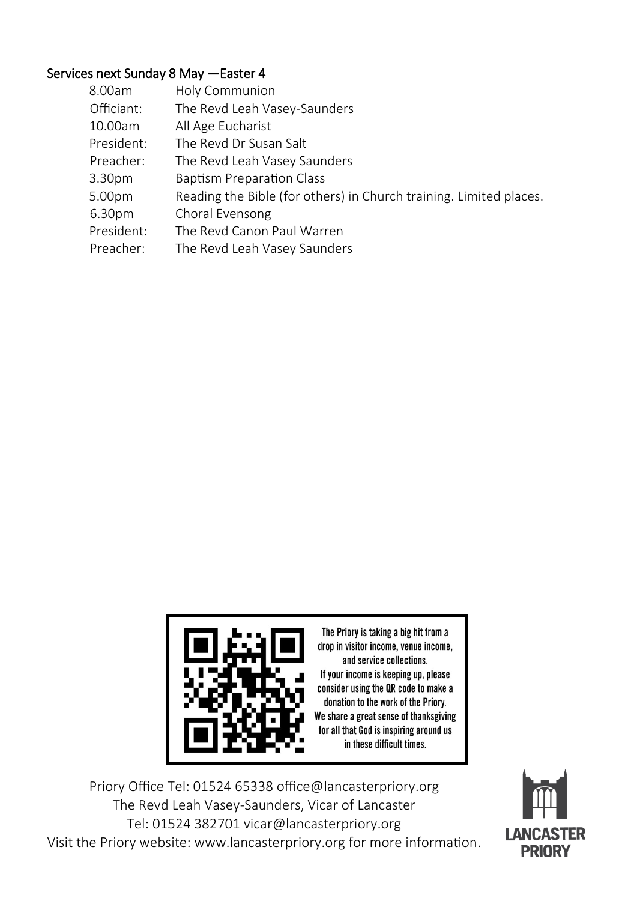**Services next Sunday 8 May —Easter 4**

| | |
|---|---|
| 8.00am | Holy Communion |
| Officiant: | The Revd Leah Vasey-Saunders |
| 10.00am | All Age Eucharist |
| President: | The Revd Dr Susan Salt |
| Preacher: | The Revd Leah Vasey Saunders |
| 3.30pm | Baptism Preparation Class |
| 5.00pm | Reading the Bible (for others) in Church training. Limited places. |
| 6.30pm | Choral Evensong |
| President: | The Revd Canon Paul Warren |
| Preacher: | The Revd Leah Vasey Saunders |

The Priory is taking a big hit from a drop in visitor income, venue income, and service collections.
If your income is keeping up, please consider using the QR code to make a donation to the work of the Priory.
We share a great sense of thanksgiving for all that God is inspiring around us in these difficult times.

Priory Office Tel: 01524 65338 office@lancasterpriory.org
The Revd Leah Vasey-Saunders, Vicar of Lancaster
Tel: 01524 382701 vicar@lancasterpriory.org
Visit the Priory website: www.lancasterpriory.org for more information.

LANCASTER PRIORY